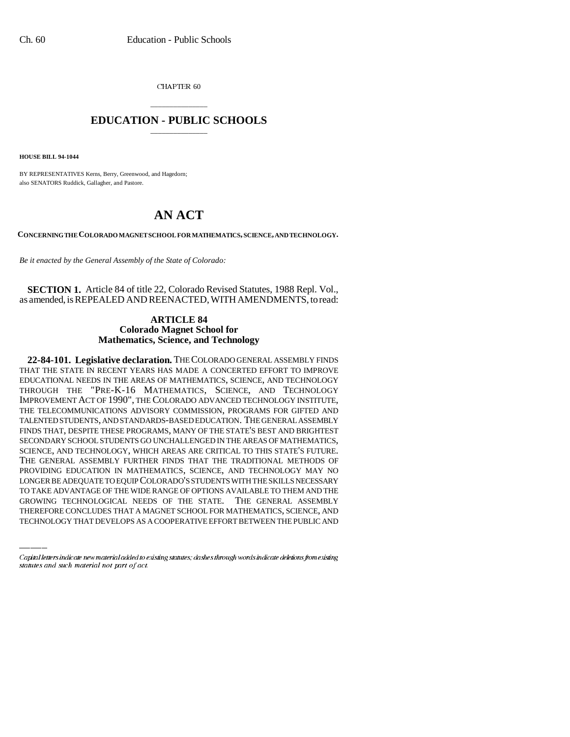CHAPTER 60

# EDUCATION - PUBLIC SCHOOLS

**HOUSE BILL 94-1044**

BY REPRESENTATIVES Kerns, Berry, Greenwood, and Hagedorn;
also SENATORS Ruddick, Gallagher, and Pastore.

# AN ACT

**CONCERNING THE COLORADO MAGNET SCHOOL FOR MATHEMATICS, SCIENCE, AND TECHNOLOGY.**

*Be it enacted by the General Assembly of the State of Colorado:*

**SECTION 1.** Article 84 of title 22, Colorado Revised Statutes, 1988 Repl. Vol., as amended, is REPEALED AND REENACTED, WITH AMENDMENTS, to read:

## ARTICLE 84
## Colorado Magnet School for Mathematics, Science, and Technology

**22-84-101. Legislative declaration.** THE COLORADO GENERAL ASSEMBLY FINDS THAT THE STATE IN RECENT YEARS HAS MADE A CONCERTED EFFORT TO IMPROVE EDUCATIONAL NEEDS IN THE AREAS OF MATHEMATICS, SCIENCE, AND TECHNOLOGY THROUGH THE "PRE-K-16 MATHEMATICS, SCIENCE, AND TECHNOLOGY IMPROVEMENT ACT OF 1990", THE COLORADO ADVANCED TECHNOLOGY INSTITUTE, THE TELECOMMUNICATIONS ADVISORY COMMISSION, PROGRAMS FOR GIFTED AND TALENTED STUDENTS, AND STANDARDS-BASED EDUCATION. THE GENERAL ASSEMBLY FINDS THAT, DESPITE THESE PROGRAMS, MANY OF THE STATE'S BEST AND BRIGHTEST SECONDARY SCHOOL STUDENTS GO UNCHALLENGED IN THE AREAS OF MATHEMATICS, SCIENCE, AND TECHNOLOGY, WHICH AREAS ARE CRITICAL TO THIS STATE'S FUTURE. THE GENERAL ASSEMBLY FURTHER FINDS THAT THE TRADITIONAL METHODS OF PROVIDING EDUCATION IN MATHEMATICS, SCIENCE, AND TECHNOLOGY MAY NO LONGER BE ADEQUATE TO EQUIP COLORADO'S STUDENTS WITH THE SKILLS NECESSARY TO TAKE ADVANTAGE OF THE WIDE RANGE OF OPTIONS AVAILABLE TO THEM AND THE GROWING TECHNOLOGICAL NEEDS OF THE STATE. THE GENERAL ASSEMBLY THEREFORE CONCLUDES THAT A MAGNET SCHOOL FOR MATHEMATICS, SCIENCE, AND TECHNOLOGY THAT DEVELOPS AS A COOPERATIVE EFFORT BETWEEN THE PUBLIC AND

Capital letters indicate new material added to existing statutes; dashes through words indicate deletions from existing statutes and such material not part of act.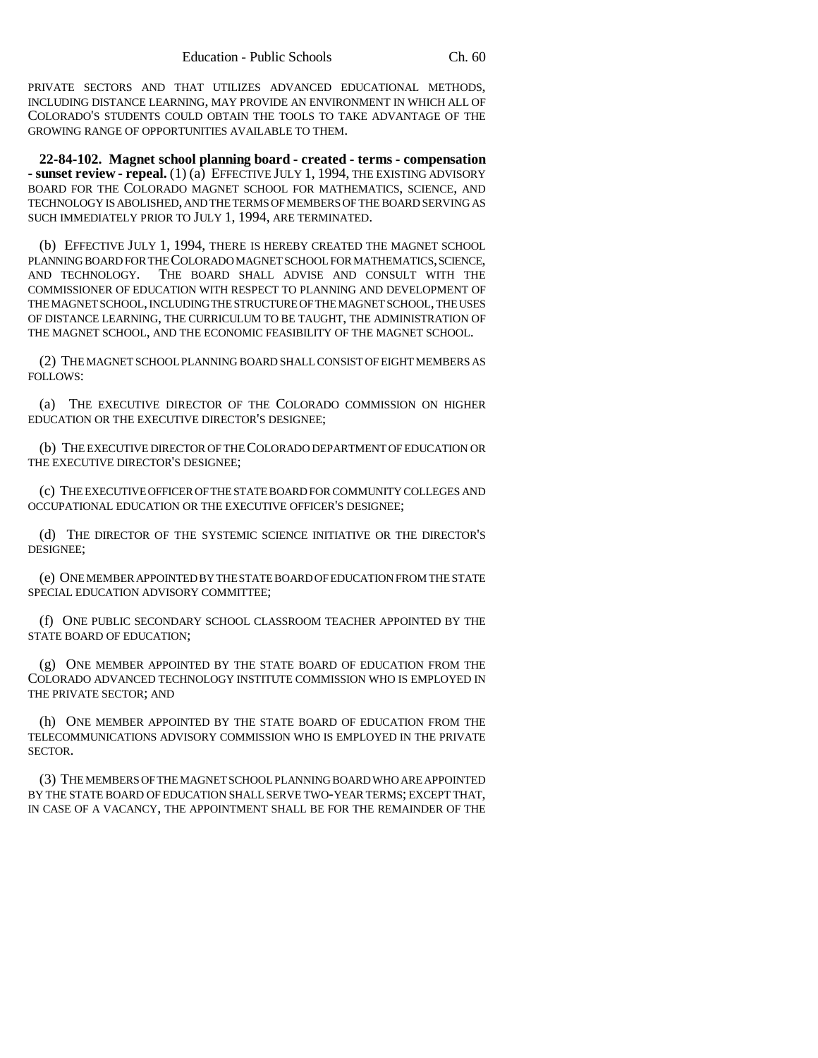PRIVATE SECTORS AND THAT UTILIZES ADVANCED EDUCATIONAL METHODS, INCLUDING DISTANCE LEARNING, MAY PROVIDE AN ENVIRONMENT IN WHICH ALL OF COLORADO'S STUDENTS COULD OBTAIN THE TOOLS TO TAKE ADVANTAGE OF THE GROWING RANGE OF OPPORTUNITIES AVAILABLE TO THEM.

**22-84-102. Magnet school planning board - created - terms - compensation - sunset review - repeal.** (1) (a) EFFECTIVE JULY 1, 1994, THE EXISTING ADVISORY BOARD FOR THE COLORADO MAGNET SCHOOL FOR MATHEMATICS, SCIENCE, AND TECHNOLOGY IS ABOLISHED, AND THE TERMS OF MEMBERS OF THE BOARD SERVING AS SUCH IMMEDIATELY PRIOR TO JULY 1, 1994, ARE TERMINATED.

(b) EFFECTIVE JULY 1, 1994, THERE IS HEREBY CREATED THE MAGNET SCHOOL PLANNING BOARD FOR THE COLORADO MAGNET SCHOOL FOR MATHEMATICS, SCIENCE, AND TECHNOLOGY. THE BOARD SHALL ADVISE AND CONSULT WITH THE COMMISSIONER OF EDUCATION WITH RESPECT TO PLANNING AND DEVELOPMENT OF THE MAGNET SCHOOL, INCLUDING THE STRUCTURE OF THE MAGNET SCHOOL, THE USES OF DISTANCE LEARNING, THE CURRICULUM TO BE TAUGHT, THE ADMINISTRATION OF THE MAGNET SCHOOL, AND THE ECONOMIC FEASIBILITY OF THE MAGNET SCHOOL.

(2) THE MAGNET SCHOOL PLANNING BOARD SHALL CONSIST OF EIGHT MEMBERS AS FOLLOWS:

(a) THE EXECUTIVE DIRECTOR OF THE COLORADO COMMISSION ON HIGHER EDUCATION OR THE EXECUTIVE DIRECTOR'S DESIGNEE;

(b) THE EXECUTIVE DIRECTOR OF THE COLORADO DEPARTMENT OF EDUCATION OR THE EXECUTIVE DIRECTOR'S DESIGNEE;

(c) THE EXECUTIVE OFFICER OF THE STATE BOARD FOR COMMUNITY COLLEGES AND OCCUPATIONAL EDUCATION OR THE EXECUTIVE OFFICER'S DESIGNEE;

(d) THE DIRECTOR OF THE SYSTEMIC SCIENCE INITIATIVE OR THE DIRECTOR'S DESIGNEE;

(e) ONE MEMBER APPOINTED BY THE STATE BOARD OF EDUCATION FROM THE STATE SPECIAL EDUCATION ADVISORY COMMITTEE;

(f) ONE PUBLIC SECONDARY SCHOOL CLASSROOM TEACHER APPOINTED BY THE STATE BOARD OF EDUCATION;

(g) ONE MEMBER APPOINTED BY THE STATE BOARD OF EDUCATION FROM THE COLORADO ADVANCED TECHNOLOGY INSTITUTE COMMISSION WHO IS EMPLOYED IN THE PRIVATE SECTOR; AND

(h) ONE MEMBER APPOINTED BY THE STATE BOARD OF EDUCATION FROM THE TELECOMMUNICATIONS ADVISORY COMMISSION WHO IS EMPLOYED IN THE PRIVATE SECTOR.

(3) THE MEMBERS OF THE MAGNET SCHOOL PLANNING BOARD WHO ARE APPOINTED BY THE STATE BOARD OF EDUCATION SHALL SERVE TWO-YEAR TERMS; EXCEPT THAT, IN CASE OF A VACANCY, THE APPOINTMENT SHALL BE FOR THE REMAINDER OF THE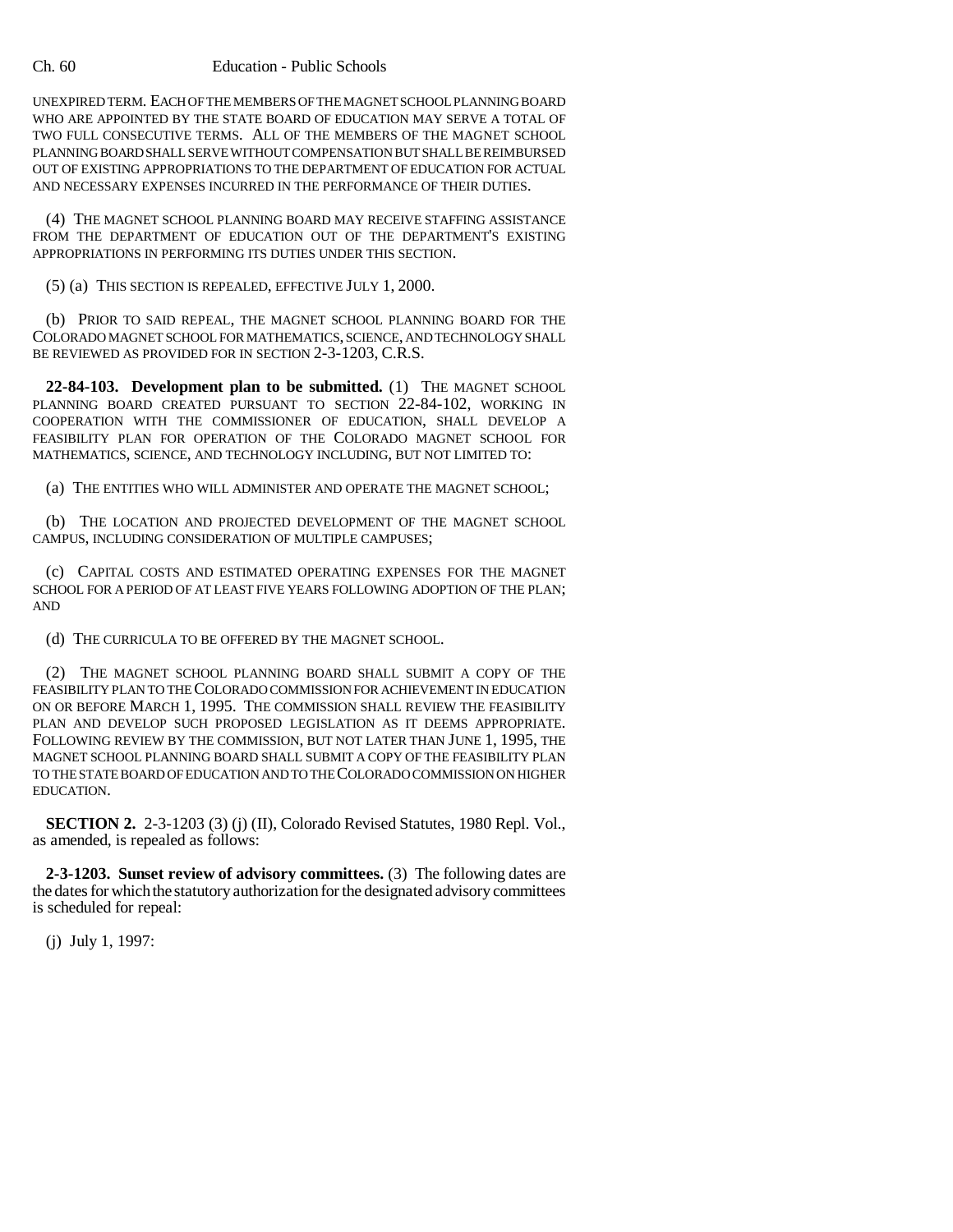UNEXPIRED TERM. EACH OF THE MEMBERS OF THE MAGNET SCHOOL PLANNING BOARD WHO ARE APPOINTED BY THE STATE BOARD OF EDUCATION MAY SERVE A TOTAL OF TWO FULL CONSECUTIVE TERMS. ALL OF THE MEMBERS OF THE MAGNET SCHOOL PLANNING BOARD SHALL SERVE WITHOUT COMPENSATION BUT SHALL BE REIMBURSED OUT OF EXISTING APPROPRIATIONS TO THE DEPARTMENT OF EDUCATION FOR ACTUAL AND NECESSARY EXPENSES INCURRED IN THE PERFORMANCE OF THEIR DUTIES.

(4) THE MAGNET SCHOOL PLANNING BOARD MAY RECEIVE STAFFING ASSISTANCE FROM THE DEPARTMENT OF EDUCATION OUT OF THE DEPARTMENT'S EXISTING APPROPRIATIONS IN PERFORMING ITS DUTIES UNDER THIS SECTION.

(5) (a) THIS SECTION IS REPEALED, EFFECTIVE JULY 1, 2000.

(b) PRIOR TO SAID REPEAL, THE MAGNET SCHOOL PLANNING BOARD FOR THE COLORADO MAGNET SCHOOL FOR MATHEMATICS, SCIENCE, AND TECHNOLOGY SHALL BE REVIEWED AS PROVIDED FOR IN SECTION 2-3-1203, C.R.S.

**22-84-103. Development plan to be submitted.** (1) THE MAGNET SCHOOL PLANNING BOARD CREATED PURSUANT TO SECTION 22-84-102, WORKING IN COOPERATION WITH THE COMMISSIONER OF EDUCATION, SHALL DEVELOP A FEASIBILITY PLAN FOR OPERATION OF THE COLORADO MAGNET SCHOOL FOR MATHEMATICS, SCIENCE, AND TECHNOLOGY INCLUDING, BUT NOT LIMITED TO:

(a) THE ENTITIES WHO WILL ADMINISTER AND OPERATE THE MAGNET SCHOOL;

(b) THE LOCATION AND PROJECTED DEVELOPMENT OF THE MAGNET SCHOOL CAMPUS, INCLUDING CONSIDERATION OF MULTIPLE CAMPUSES;

(c) CAPITAL COSTS AND ESTIMATED OPERATING EXPENSES FOR THE MAGNET SCHOOL FOR A PERIOD OF AT LEAST FIVE YEARS FOLLOWING ADOPTION OF THE PLAN; AND

(d) THE CURRICULA TO BE OFFERED BY THE MAGNET SCHOOL.

(2) THE MAGNET SCHOOL PLANNING BOARD SHALL SUBMIT A COPY OF THE FEASIBILITY PLAN TO THE COLORADO COMMISSION FOR ACHIEVEMENT IN EDUCATION ON OR BEFORE MARCH 1, 1995. THE COMMISSION SHALL REVIEW THE FEASIBILITY PLAN AND DEVELOP SUCH PROPOSED LEGISLATION AS IT DEEMS APPROPRIATE. FOLLOWING REVIEW BY THE COMMISSION, BUT NOT LATER THAN JUNE 1, 1995, THE MAGNET SCHOOL PLANNING BOARD SHALL SUBMIT A COPY OF THE FEASIBILITY PLAN TO THE STATE BOARD OF EDUCATION AND TO THE COLORADO COMMISSION ON HIGHER EDUCATION.

**SECTION 2.** 2-3-1203 (3) (j) (II), Colorado Revised Statutes, 1980 Repl. Vol., as amended, is repealed as follows:

**2-3-1203. Sunset review of advisory committees.** (3) The following dates are the dates for which the statutory authorization for the designated advisory committees is scheduled for repeal:

(j) July 1, 1997: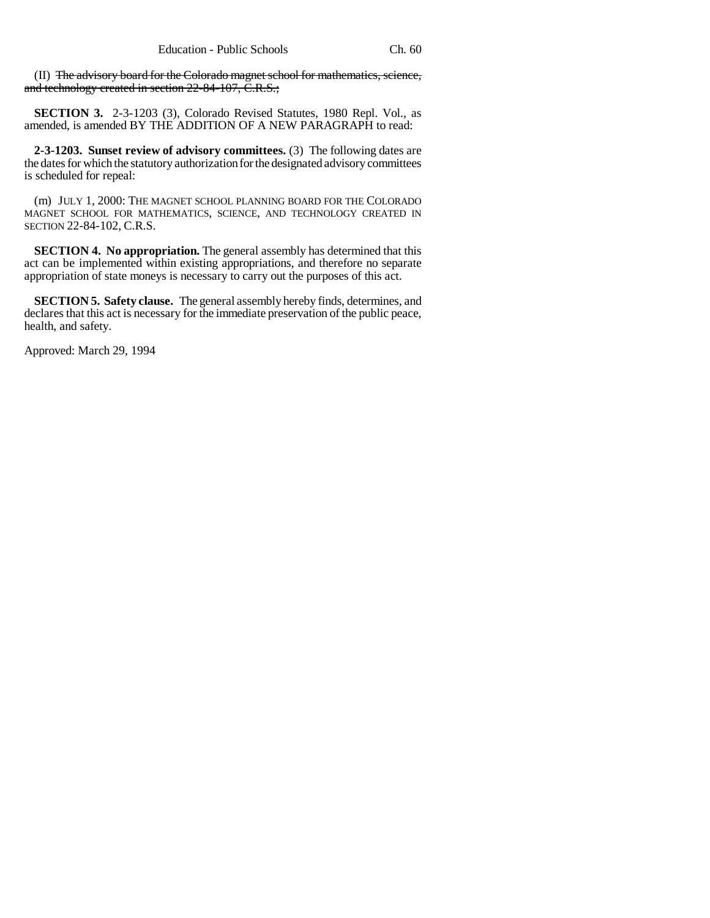(II) ~~The advisory board for the Colorado magnet school for mathematics, science, and technology created in section 22-84-107, C.R.S.;~~

**SECTION 3.** 2-3-1203 (3), Colorado Revised Statutes, 1980 Repl. Vol., as amended, is amended BY THE ADDITION OF A NEW PARAGRAPH to read:

**2-3-1203. Sunset review of advisory committees.** (3) The following dates are the dates for which the statutory authorization for the designated advisory committees is scheduled for repeal:

(m) JULY 1, 2000: THE MAGNET SCHOOL PLANNING BOARD FOR THE COLORADO MAGNET SCHOOL FOR MATHEMATICS, SCIENCE, AND TECHNOLOGY CREATED IN SECTION 22-84-102, C.R.S.

**SECTION 4. No appropriation.** The general assembly has determined that this act can be implemented within existing appropriations, and therefore no separate appropriation of state moneys is necessary to carry out the purposes of this act.

**SECTION 5. Safety clause.** The general assembly hereby finds, determines, and declares that this act is necessary for the immediate preservation of the public peace, health, and safety.

Approved: March 29, 1994